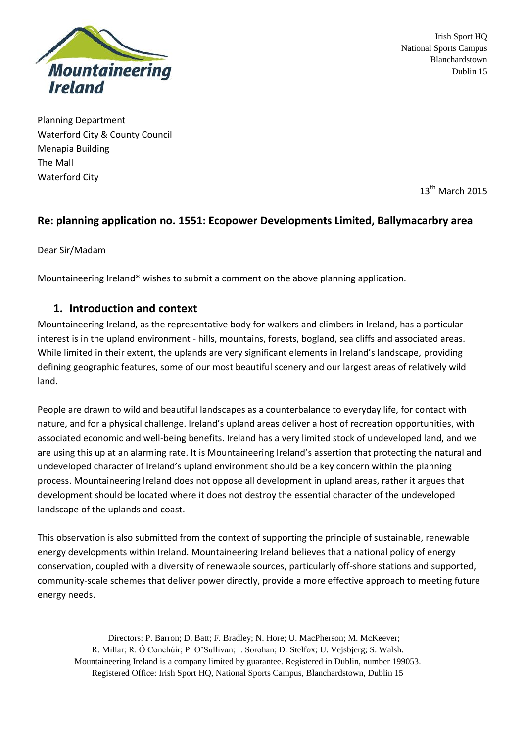Irish Sport HQ
National Sports Campus
Blanchardstown
Dublin 15

Planning Department
Waterford City & County Council
Menapia Building
The Mall
Waterford City

13th March 2015

**Re: planning application no. 1551: Ecopower Developments Limited, Ballymacarbry area**

Dear Sir/Madam

Mountaineering Ireland* wishes to submit a comment on the above planning application.

## 1. Introduction and context

Mountaineering Ireland, as the representative body for walkers and climbers in Ireland, has a particular interest is in the upland environment - hills, mountains, forests, bogland, sea cliffs and associated areas. While limited in their extent, the uplands are very significant elements in Ireland's landscape, providing defining geographic features, some of our most beautiful scenery and our largest areas of relatively wild land.

People are drawn to wild and beautiful landscapes as a counterbalance to everyday life, for contact with nature, and for a physical challenge. Ireland's upland areas deliver a host of recreation opportunities, with associated economic and well-being benefits. Ireland has a very limited stock of undeveloped land, and we are using this up at an alarming rate. It is Mountaineering Ireland's assertion that protecting the natural and undeveloped character of Ireland's upland environment should be a key concern within the planning process. Mountaineering Ireland does not oppose all development in upland areas, rather it argues that development should be located where it does not destroy the essential character of the undeveloped landscape of the uplands and coast.

This observation is also submitted from the context of supporting the principle of sustainable, renewable energy developments within Ireland. Mountaineering Ireland believes that a national policy of energy conservation, coupled with a diversity of renewable sources, particularly off-shore stations and supported, community-scale schemes that deliver power directly, provide a more effective approach to meeting future energy needs.

Directors: P. Barron; D. Batt; F. Bradley; N. Hore; U. MacPherson; M. McKeever; R. Millar; R. Ó Conchúir; P. O'Sullivan; I. Sorohan; D. Stelfox; U. Vejsbjerg; S. Walsh.
Mountaineering Ireland is a company limited by guarantee. Registered in Dublin, number 199053.
Registered Office: Irish Sport HQ, National Sports Campus, Blanchardstown, Dublin 15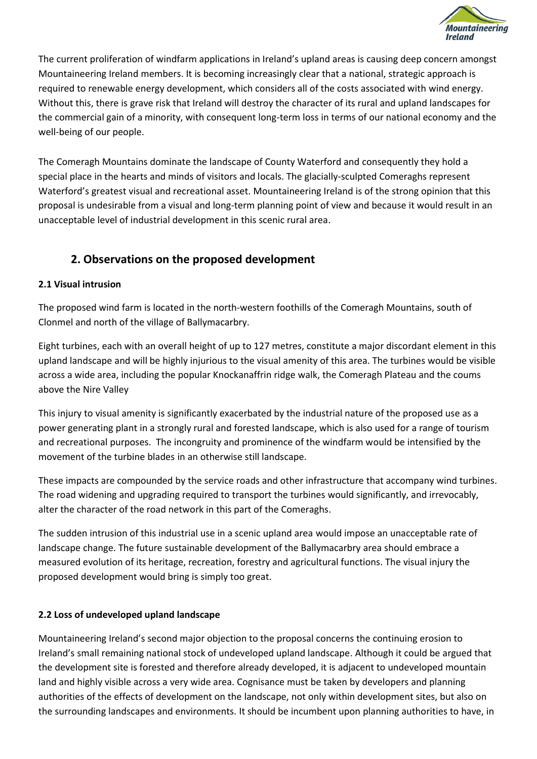The current proliferation of windfarm applications in Ireland's upland areas is causing deep concern amongst Mountaineering Ireland members. It is becoming increasingly clear that a national, strategic approach is required to renewable energy development, which considers all of the costs associated with wind energy. Without this, there is grave risk that Ireland will destroy the character of its rural and upland landscapes for the commercial gain of a minority, with consequent long-term loss in terms of our national economy and the well-being of our people.

The Comeragh Mountains dominate the landscape of County Waterford and consequently they hold a special place in the hearts and minds of visitors and locals. The glacially-sculpted Comeraghs represent Waterford's greatest visual and recreational asset. Mountaineering Ireland is of the strong opinion that this proposal is undesirable from a visual and long-term planning point of view and because it would result in an unacceptable level of industrial development in this scenic rural area.

## 2. Observations on the proposed development

### 2.1 Visual intrusion

The proposed wind farm is located in the north-western foothills of the Comeragh Mountains, south of Clonmel and north of the village of Ballymacarbry.

Eight turbines, each with an overall height of up to 127 metres, constitute a major discordant element in this upland landscape and will be highly injurious to the visual amenity of this area. The turbines would be visible across a wide area, including the popular Knockanaffrin ridge walk, the Comeragh Plateau and the coums above the Nire Valley

This injury to visual amenity is significantly exacerbated by the industrial nature of the proposed use as a power generating plant in a strongly rural and forested landscape, which is also used for a range of tourism and recreational purposes. The incongruity and prominence of the windfarm would be intensified by the movement of the turbine blades in an otherwise still landscape.

These impacts are compounded by the service roads and other infrastructure that accompany wind turbines. The road widening and upgrading required to transport the turbines would significantly, and irrevocably, alter the character of the road network in this part of the Comeraghs.

The sudden intrusion of this industrial use in a scenic upland area would impose an unacceptable rate of landscape change. The future sustainable development of the Ballymacarbry area should embrace a measured evolution of its heritage, recreation, forestry and agricultural functions. The visual injury the proposed development would bring is simply too great.

### 2.2 Loss of undeveloped upland landscape

Mountaineering Ireland's second major objection to the proposal concerns the continuing erosion to Ireland's small remaining national stock of undeveloped upland landscape. Although it could be argued that the development site is forested and therefore already developed, it is adjacent to undeveloped mountain land and highly visible across a very wide area. Cognisance must be taken by developers and planning authorities of the effects of development on the landscape, not only within development sites, but also on the surrounding landscapes and environments. It should be incumbent upon planning authorities to have, in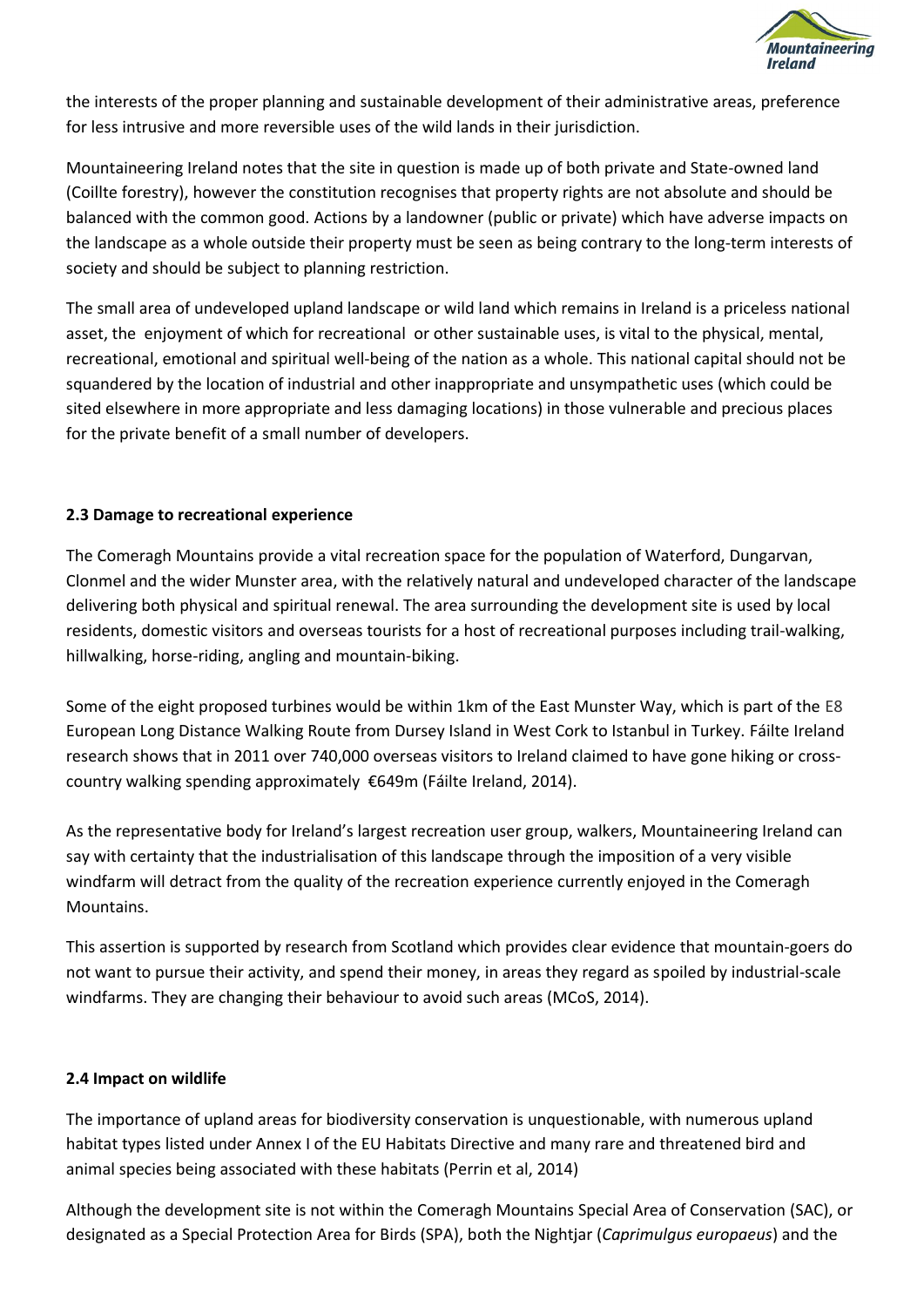the interests of the proper planning and sustainable development of their administrative areas, preference for less intrusive and more reversible uses of the wild lands in their jurisdiction.

Mountaineering Ireland notes that the site in question is made up of both private and State-owned land (Coillte forestry), however the constitution recognises that property rights are not absolute and should be balanced with the common good. Actions by a landowner (public or private) which have adverse impacts on the landscape as a whole outside their property must be seen as being contrary to the long-term interests of society and should be subject to planning restriction.

The small area of undeveloped upland landscape or wild land which remains in Ireland is a priceless national asset, the enjoyment of which for recreational or other sustainable uses, is vital to the physical, mental, recreational, emotional and spiritual well-being of the nation as a whole. This national capital should not be squandered by the location of industrial and other inappropriate and unsympathetic uses (which could be sited elsewhere in more appropriate and less damaging locations) in those vulnerable and precious places for the private benefit of a small number of developers.

**2.3 Damage to recreational experience**

The Comeragh Mountains provide a vital recreation space for the population of Waterford, Dungarvan, Clonmel and the wider Munster area, with the relatively natural and undeveloped character of the landscape delivering both physical and spiritual renewal. The area surrounding the development site is used by local residents, domestic visitors and overseas tourists for a host of recreational purposes including trail-walking, hillwalking, horse-riding, angling and mountain-biking.

Some of the eight proposed turbines would be within 1km of the East Munster Way, which is part of the E8 European Long Distance Walking Route from Dursey Island in West Cork to Istanbul in Turkey. Fáilte Ireland research shows that in 2011 over 740,000 overseas visitors to Ireland claimed to have gone hiking or cross-country walking spending approximately €649m (Fáilte Ireland, 2014).

As the representative body for Ireland's largest recreation user group, walkers, Mountaineering Ireland can say with certainty that the industrialisation of this landscape through the imposition of a very visible windfarm will detract from the quality of the recreation experience currently enjoyed in the Comeragh Mountains.

This assertion is supported by research from Scotland which provides clear evidence that mountain-goers do not want to pursue their activity, and spend their money, in areas they regard as spoiled by industrial-scale windfarms. They are changing their behaviour to avoid such areas (MCoS, 2014).

**2.4 Impact on wildlife**

The importance of upland areas for biodiversity conservation is unquestionable, with numerous upland habitat types listed under Annex I of the EU Habitats Directive and many rare and threatened bird and animal species being associated with these habitats (Perrin et al, 2014)

Although the development site is not within the Comeragh Mountains Special Area of Conservation (SAC), or designated as a Special Protection Area for Birds (SPA), both the Nightjar (*Caprimulgus europaeus*) and the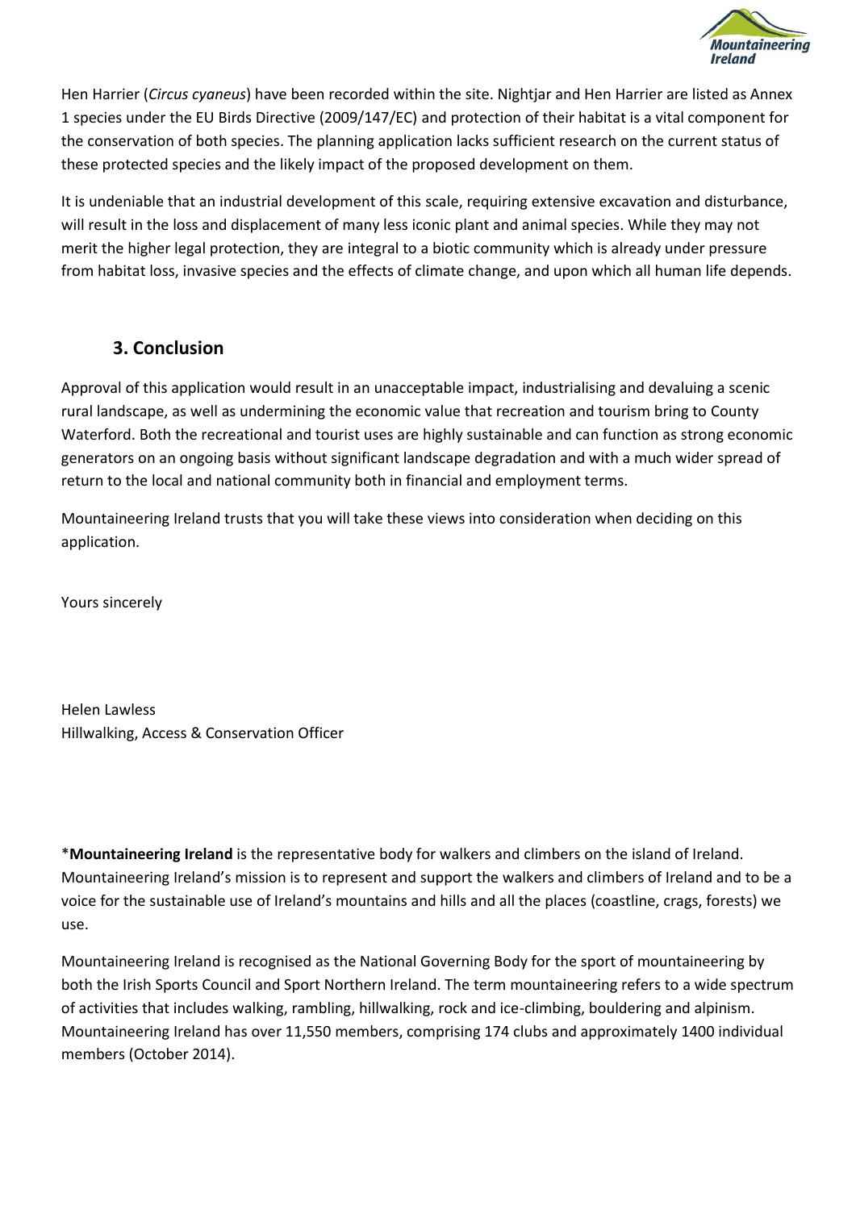Hen Harrier (*Circus cyaneus*) have been recorded within the site. Nightjar and Hen Harrier are listed as Annex 1 species under the EU Birds Directive (2009/147/EC) and protection of their habitat is a vital component for the conservation of both species. The planning application lacks sufficient research on the current status of these protected species and the likely impact of the proposed development on them.

It is undeniable that an industrial development of this scale, requiring extensive excavation and disturbance, will result in the loss and displacement of many less iconic plant and animal species. While they may not merit the higher legal protection, they are integral to a biotic community which is already under pressure from habitat loss, invasive species and the effects of climate change, and upon which all human life depends.

## 3. Conclusion

Approval of this application would result in an unacceptable impact, industrialising and devaluing a scenic rural landscape, as well as undermining the economic value that recreation and tourism bring to County Waterford. Both the recreational and tourist uses are highly sustainable and can function as strong economic generators on an ongoing basis without significant landscape degradation and with a much wider spread of return to the local and national community both in financial and employment terms.

Mountaineering Ireland trusts that you will take these views into consideration when deciding on this application.

Yours sincerely

Helen Lawless
Hillwalking, Access & Conservation Officer

\***Mountaineering Ireland** is the representative body for walkers and climbers on the island of Ireland. Mountaineering Ireland's mission is to represent and support the walkers and climbers of Ireland and to be a voice for the sustainable use of Ireland's mountains and hills and all the places (coastline, crags, forests) we use.

Mountaineering Ireland is recognised as the National Governing Body for the sport of mountaineering by both the Irish Sports Council and Sport Northern Ireland. The term mountaineering refers to a wide spectrum of activities that includes walking, rambling, hillwalking, rock and ice-climbing, bouldering and alpinism. Mountaineering Ireland has over 11,550 members, comprising 174 clubs and approximately 1400 individual members (October 2014).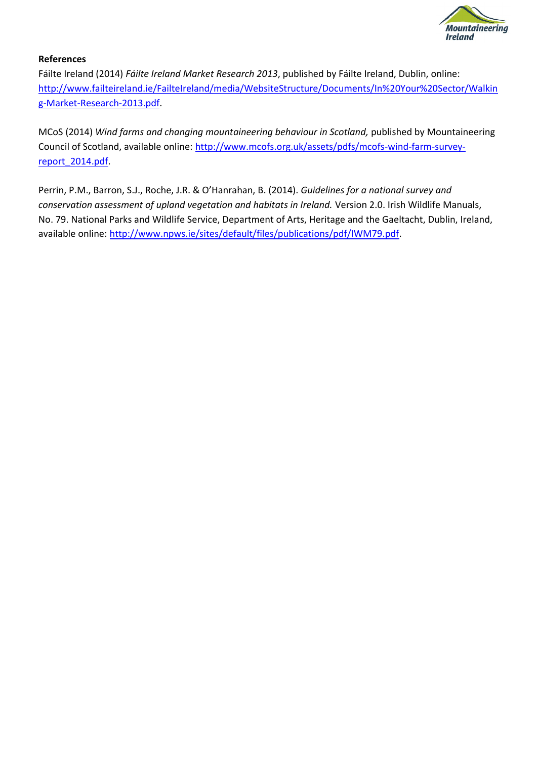**References**

Fáilte Ireland (2014) *Fáilte Ireland Market Research 2013*, published by Fáilte Ireland, Dublin, online: http://www.failteireland.ie/FailteIreland/media/WebsiteStructure/Documents/In%20Your%20Sector/Walking-Market-Research-2013.pdf.

MCoS (2014) *Wind farms and changing mountaineering behaviour in Scotland,* published by Mountaineering Council of Scotland, available online: http://www.mcofs.org.uk/assets/pdfs/mcofs-wind-farm-survey-report_2014.pdf.

Perrin, P.M., Barron, S.J., Roche, J.R. & O'Hanrahan, B. (2014). *Guidelines for a national survey and conservation assessment of upland vegetation and habitats in Ireland.* Version 2.0. Irish Wildlife Manuals, No. 79. National Parks and Wildlife Service, Department of Arts, Heritage and the Gaeltacht, Dublin, Ireland, available online: http://www.npws.ie/sites/default/files/publications/pdf/IWM79.pdf.